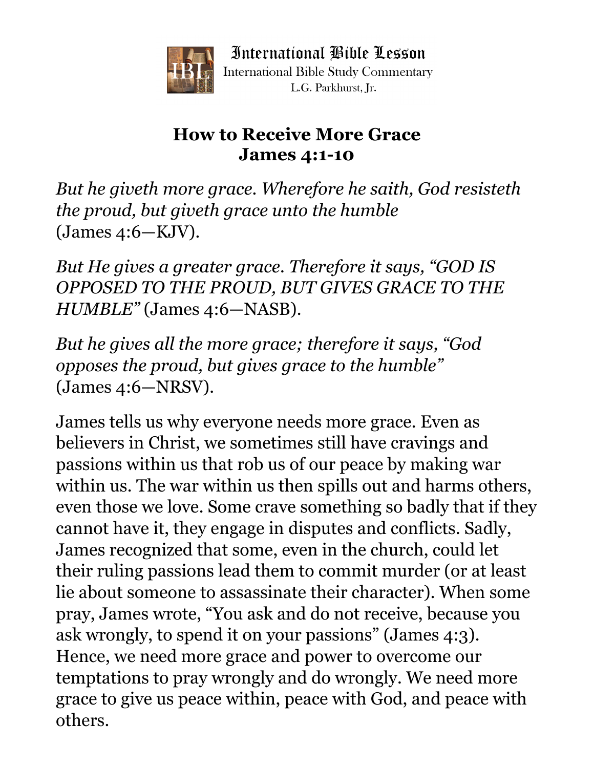International Bible Lesson

International Bible Study Commentary

L.G. Parkhurst, Jr.

# How to Receive More Grace
## James 4:1-10

*But he giveth more grace. Wherefore he saith, God resisteth the proud, but giveth grace unto the humble* (James 4:6—KJV).

*But He gives a greater grace. Therefore it says, "GOD IS OPPOSED TO THE PROUD, BUT GIVES GRACE TO THE HUMBLE"* (James 4:6—NASB).

*But he gives all the more grace; therefore it says, "God opposes the proud, but gives grace to the humble"* (James 4:6—NRSV).

James tells us why everyone needs more grace. Even as believers in Christ, we sometimes still have cravings and passions within us that rob us of our peace by making war within us. The war within us then spills out and harms others, even those we love. Some crave something so badly that if they cannot have it, they engage in disputes and conflicts. Sadly, James recognized that some, even in the church, could let their ruling passions lead them to commit murder (or at least lie about someone to assassinate their character). When some pray, James wrote, "You ask and do not receive, because you ask wrongly, to spend it on your passions" (James 4:3). Hence, we need more grace and power to overcome our temptations to pray wrongly and do wrongly. We need more grace to give us peace within, peace with God, and peace with others.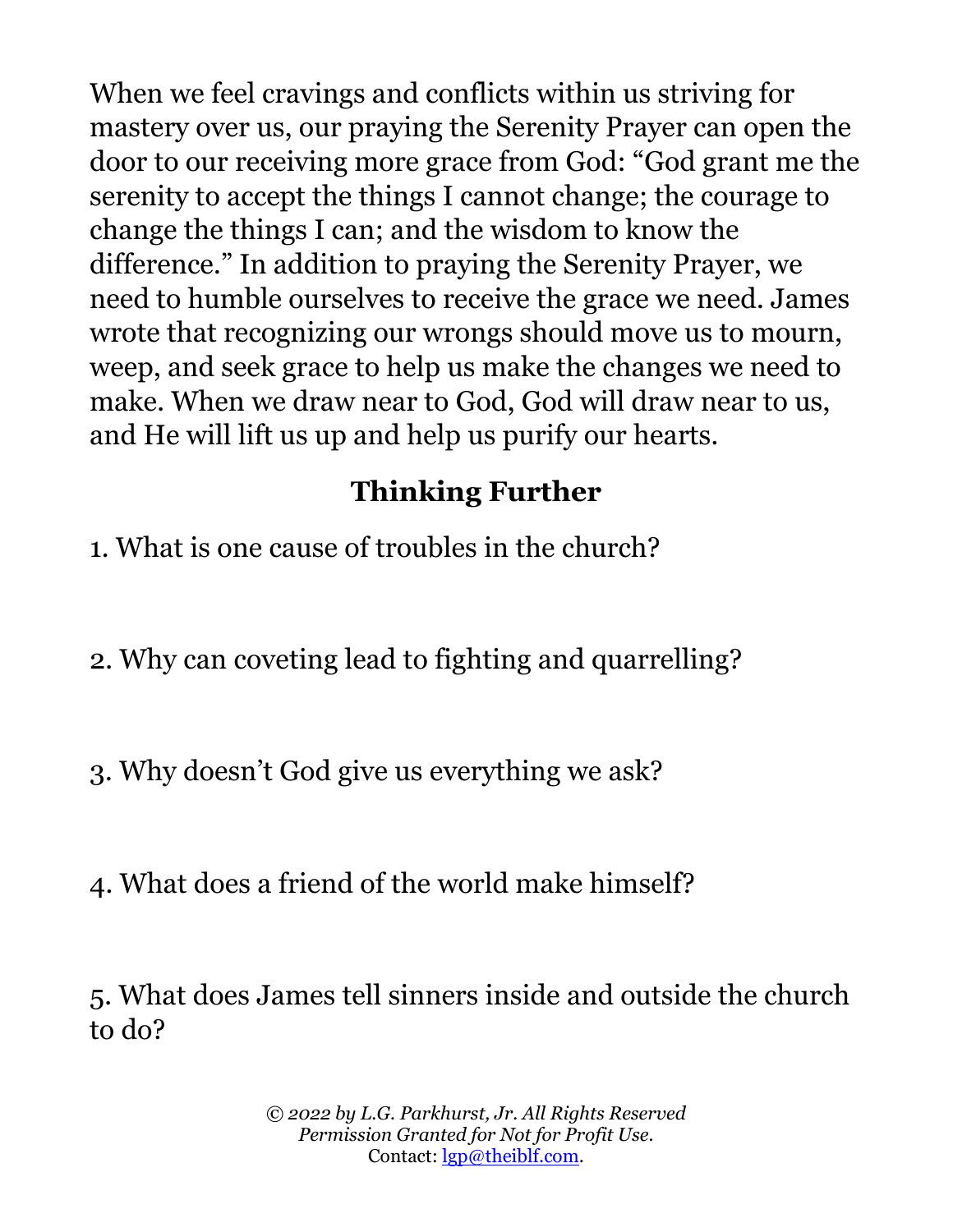When we feel cravings and conflicts within us striving for mastery over us, our praying the Serenity Prayer can open the door to our receiving more grace from God: "God grant me the serenity to accept the things I cannot change; the courage to change the things I can; and the wisdom to know the difference." In addition to praying the Serenity Prayer, we need to humble ourselves to receive the grace we need. James wrote that recognizing our wrongs should move us to mourn, weep, and seek grace to help us make the changes we need to make. When we draw near to God, God will draw near to us, and He will lift us up and help us purify our hearts.

## Thinking Further

1. What is one cause of troubles in the church?

2. Why can coveting lead to fighting and quarrelling?

3. Why doesn't God give us everything we ask?

4. What does a friend of the world make himself?

5. What does James tell sinners inside and outside the church to do?

*© 2022 by L.G. Parkhurst, Jr. All Rights Reserved*
*Permission Granted for Not for Profit Use.*
Contact: lgp@theiblf.com.